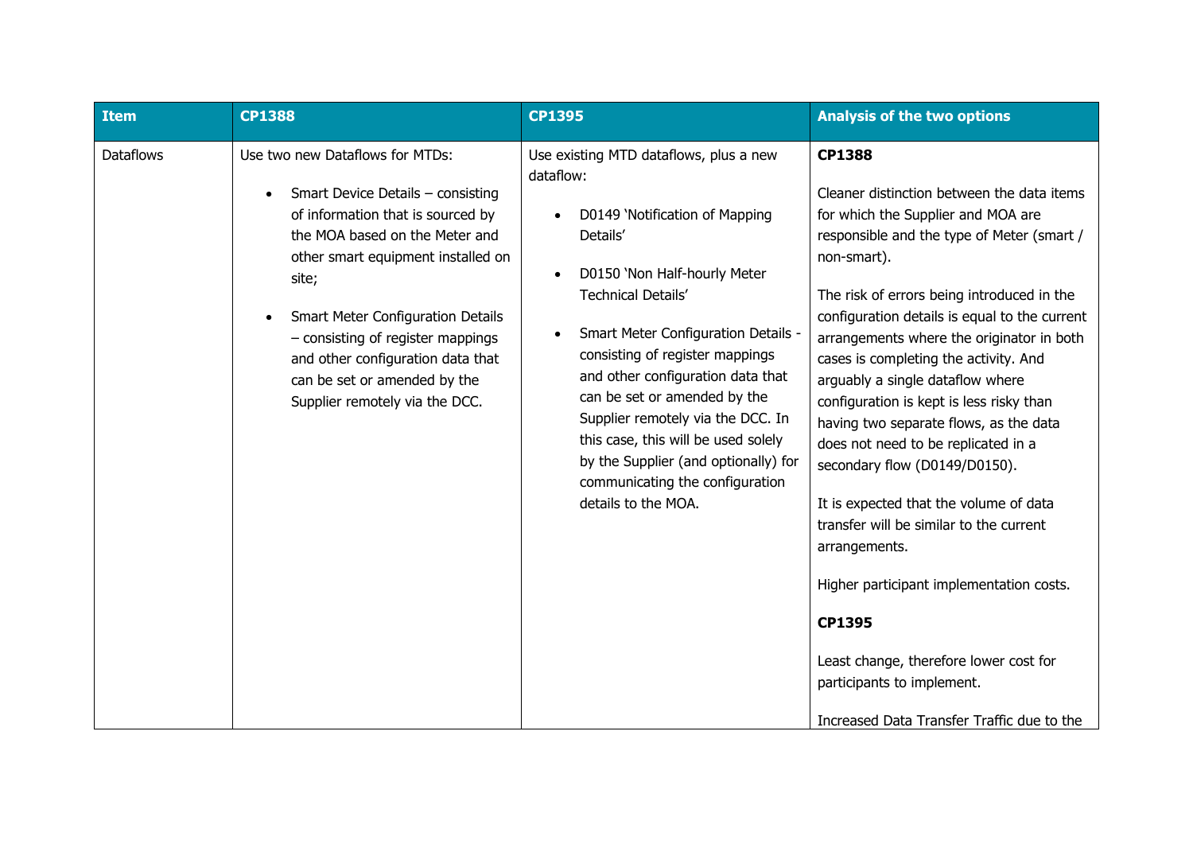| Item | CP1388 | CP1395 | Analysis of the two options |
| --- | --- | --- | --- |
| Dataflows | Use two new Dataflows for MTDs:<br><br>• Smart Device Details – consisting of information that is sourced by the MOA based on the Meter and other smart equipment installed on site;<br><br>• Smart Meter Configuration Details – consisting of register mappings and other configuration data that can be set or amended by the Supplier remotely via the DCC. | Use existing MTD dataflows, plus a new dataflow:<br><br>• D0149 'Notification of Mapping Details'<br><br>• D0150 'Non Half-hourly Meter Technical Details'<br><br>• Smart Meter Configuration Details - consisting of register mappings and other configuration data that can be set or amended by the Supplier remotely via the DCC. In this case, this will be used solely by the Supplier (and optionally) for communicating the configuration details to the MOA. | **CP1388**<br><br>Cleaner distinction between the data items for which the Supplier and MOA are responsible and the type of Meter (smart / non-smart).<br><br>The risk of errors being introduced in the configuration details is equal to the current arrangements where the originator in both cases is completing the activity. And arguably a single dataflow where configuration is kept is less risky than having two separate flows, as the data does not need to be replicated in a secondary flow (D0149/D0150).<br><br>It is expected that the volume of data transfer will be similar to the current arrangements.<br><br>Higher participant implementation costs.<br><br>**CP1395**<br><br>Least change, therefore lower cost for participants to implement.<br><br>Increased Data Transfer Traffic due to the |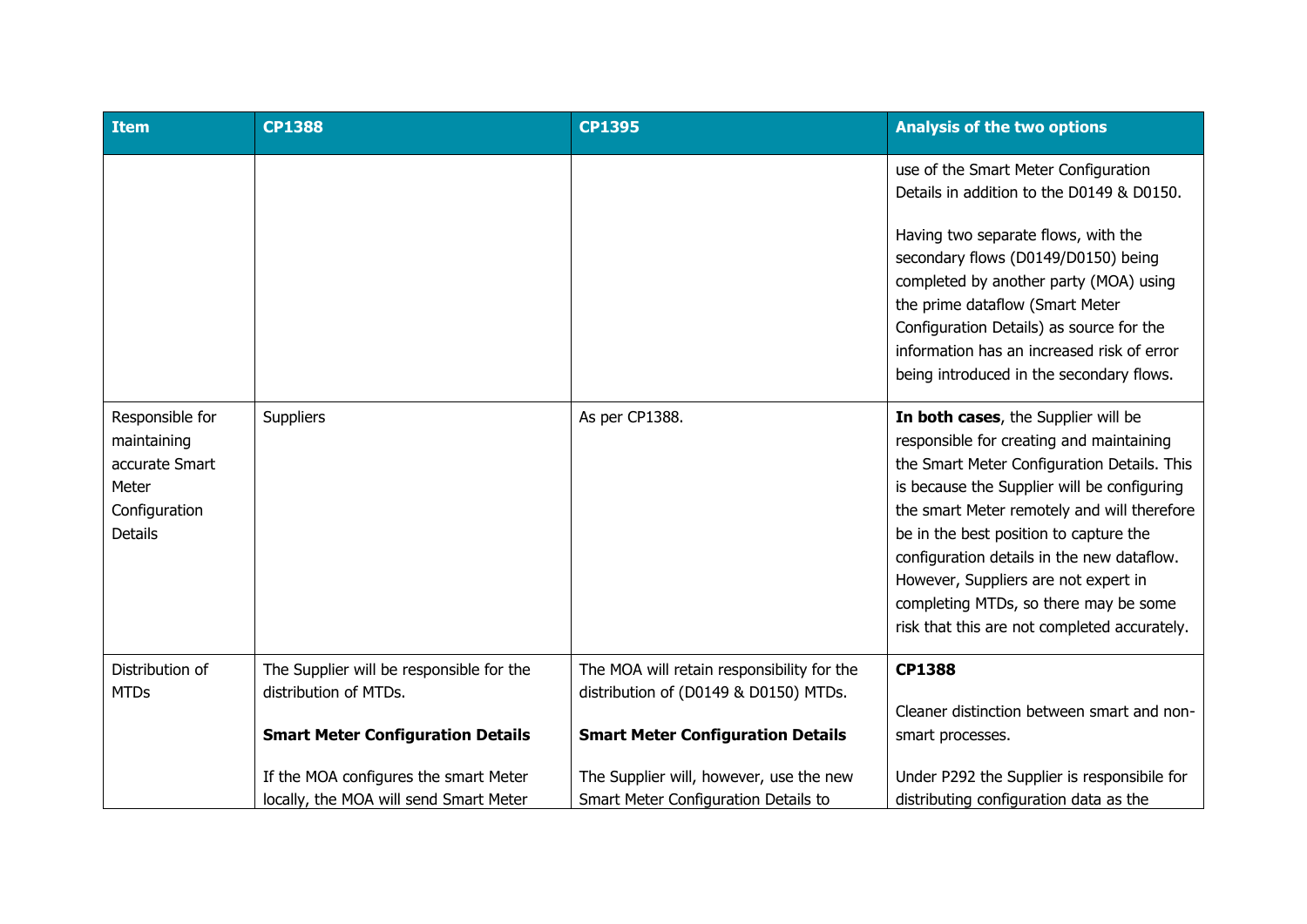| Item | CP1388 | CP1395 | Analysis of the two options |
|---|---|---|---|
| | | | use of the Smart Meter Configuration Details in addition to the D0149 & D0150.<br><br>Having two separate flows, with the secondary flows (D0149/D0150) being completed by another party (MOA) using the prime dataflow (Smart Meter Configuration Details) as source for the information has an increased risk of error being introduced in the secondary flows. |
| Responsible for maintaining accurate Smart Meter Configuration Details | Suppliers | As per CP1388. | **In both cases**, the Supplier will be responsible for creating and maintaining the Smart Meter Configuration Details. This is because the Supplier will be configuring the smart Meter remotely and will therefore be in the best position to capture the configuration details in the new dataflow. However, Suppliers are not expert in completing MTDs, so there may be some risk that this are not completed accurately. |
| Distribution of MTDs | The Supplier will be responsible for the distribution of MTDs.<br><br>**Smart Meter Configuration Details**<br><br>If the MOA configures the smart Meter locally, the MOA will send Smart Meter | The MOA will retain responsibility for the distribution of (D0149 & D0150) MTDs.<br><br>**Smart Meter Configuration Details**<br><br>The Supplier will, however, use the new Smart Meter Configuration Details to | **CP1388**<br><br>Cleaner distinction between smart and non-smart processes.<br><br>Under P292 the Supplier is responsibile for distributing configuration data as the |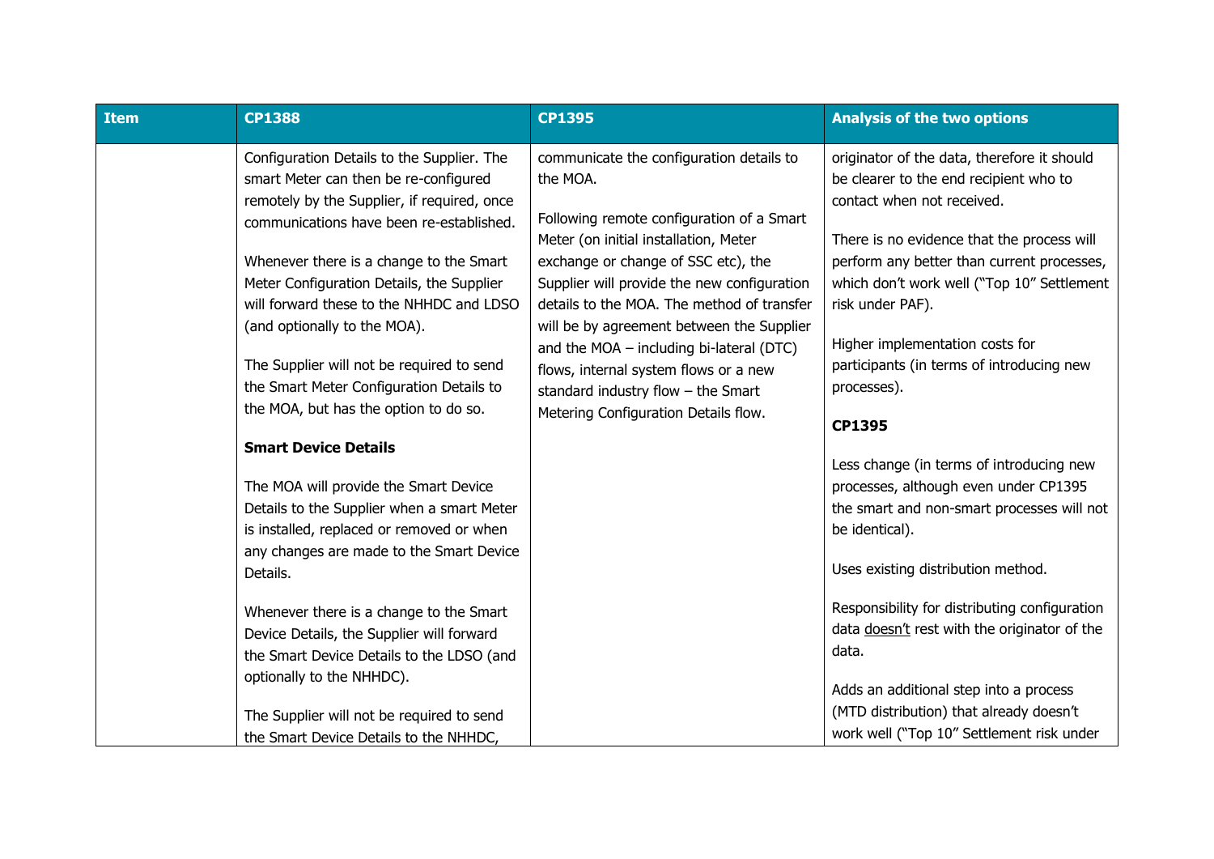| Item | CP1388 | CP1395 | Analysis of the two options |
|---|---|---|---|
| | Configuration Details to the Supplier. The smart Meter can then be re-configured remotely by the Supplier, if required, once communications have been re-established.<br><br>Whenever there is a change to the Smart Meter Configuration Details, the Supplier will forward these to the NHHDC and LDSO (and optionally to the MOA).<br><br>The Supplier will not be required to send the Smart Meter Configuration Details to the MOA, but has the option to do so.<br><br>**Smart Device Details**<br><br>The MOA will provide the Smart Device Details to the Supplier when a smart Meter is installed, replaced or removed or when any changes are made to the Smart Device Details.<br><br>Whenever there is a change to the Smart Device Details, the Supplier will forward the Smart Device Details to the LDSO (and optionally to the NHHDC).<br><br>The Supplier will not be required to send the Smart Device Details to the NHHDC, | communicate the configuration details to the MOA.<br><br>Following remote configuration of a Smart Meter (on initial installation, Meter exchange or change of SSC etc), the Supplier will provide the new configuration details to the MOA. The method of transfer will be by agreement between the Supplier and the MOA – including bi-lateral (DTC) flows, internal system flows or a new standard industry flow – the Smart Metering Configuration Details flow. | originator of the data, therefore it should be clearer to the end recipient who to contact when not received.<br><br>There is no evidence that the process will perform any better than current processes, which don't work well ("Top 10" Settlement risk under PAF).<br><br>Higher implementation costs for participants (in terms of introducing new processes).<br><br>**CP1395**<br><br>Less change (in terms of introducing new processes, although even under CP1395 the smart and non-smart processes will not be identical).<br><br>Uses existing distribution method.<br><br>Responsibility for distributing configuration data doesn't rest with the originator of the data.<br><br>Adds an additional step into a process (MTD distribution) that already doesn't work well ("Top 10" Settlement risk under |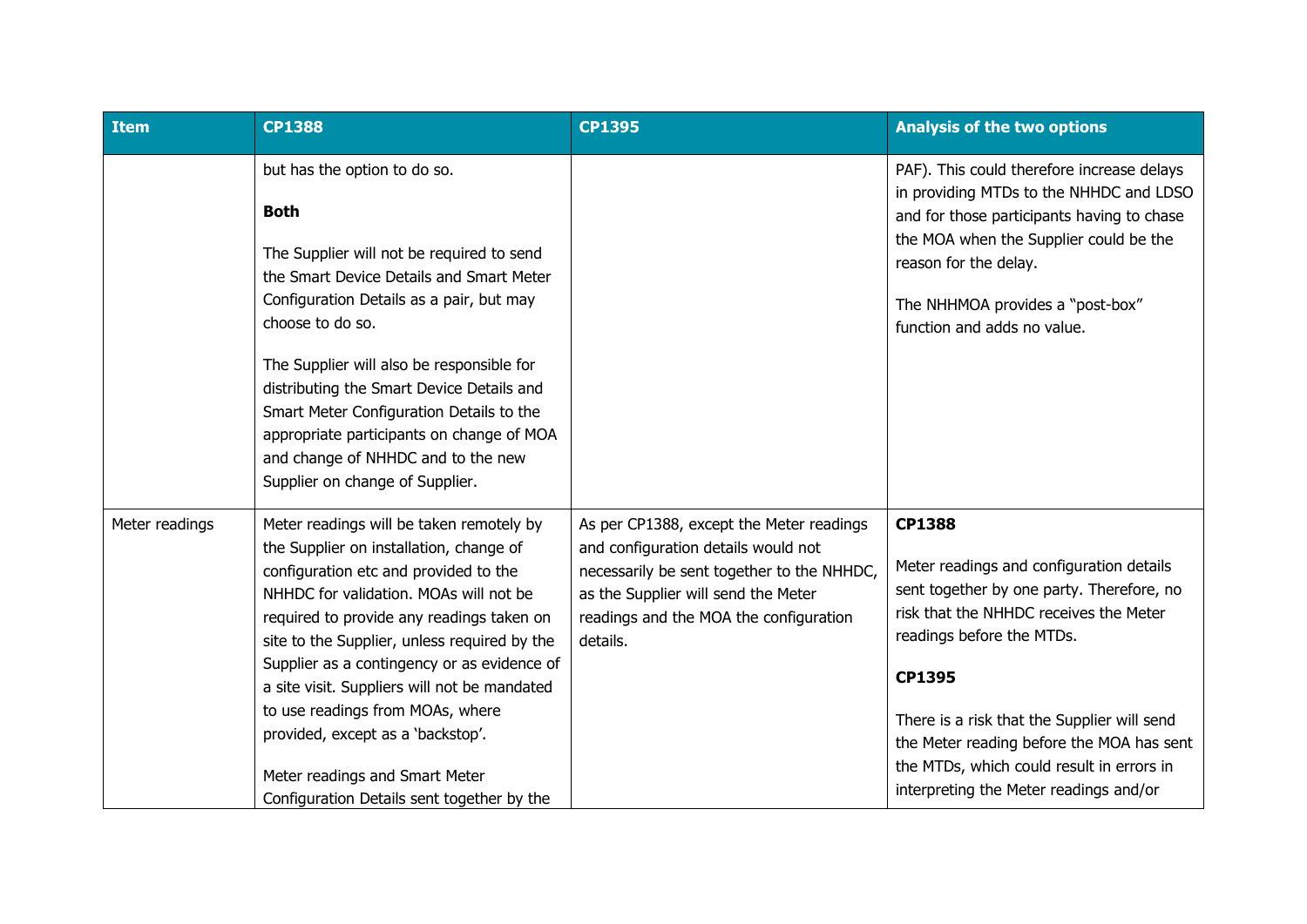| Item | CP1388 | CP1395 | Analysis of the two options |
|---|---|---|---|
| | but has the option to do so.<br><br>**Both**<br><br>The Supplier will not be required to send the Smart Device Details and Smart Meter Configuration Details as a pair, but may choose to do so.<br><br>The Supplier will also be responsible for distributing the Smart Device Details and Smart Meter Configuration Details to the appropriate participants on change of MOA and change of NHHDC and to the new Supplier on change of Supplier. | | PAF). This could therefore increase delays in providing MTDs to the NHHDC and LDSO and for those participants having to chase the MOA when the Supplier could be the reason for the delay.<br><br>The NHHMOA provides a "post-box" function and adds no value. |
| Meter readings | Meter readings will be taken remotely by the Supplier on installation, change of configuration etc and provided to the NHHDC for validation. MOAs will not be required to provide any readings taken on site to the Supplier, unless required by the Supplier as a contingency or as evidence of a site visit. Suppliers will not be mandated to use readings from MOAs, where provided, except as a 'backstop'.<br><br>Meter readings and Smart Meter Configuration Details sent together by the | As per CP1388, except the Meter readings and configuration details would not necessarily be sent together to the NHHDC, as the Supplier will send the Meter readings and the MOA the configuration details. | **CP1388**<br><br>Meter readings and configuration details sent together by one party. Therefore, no risk that the NHHDC receives the Meter readings before the MTDs.<br><br>**CP1395**<br><br>There is a risk that the Supplier will send the Meter reading before the MOA has sent the MTDs, which could result in errors in interpreting the Meter readings and/or |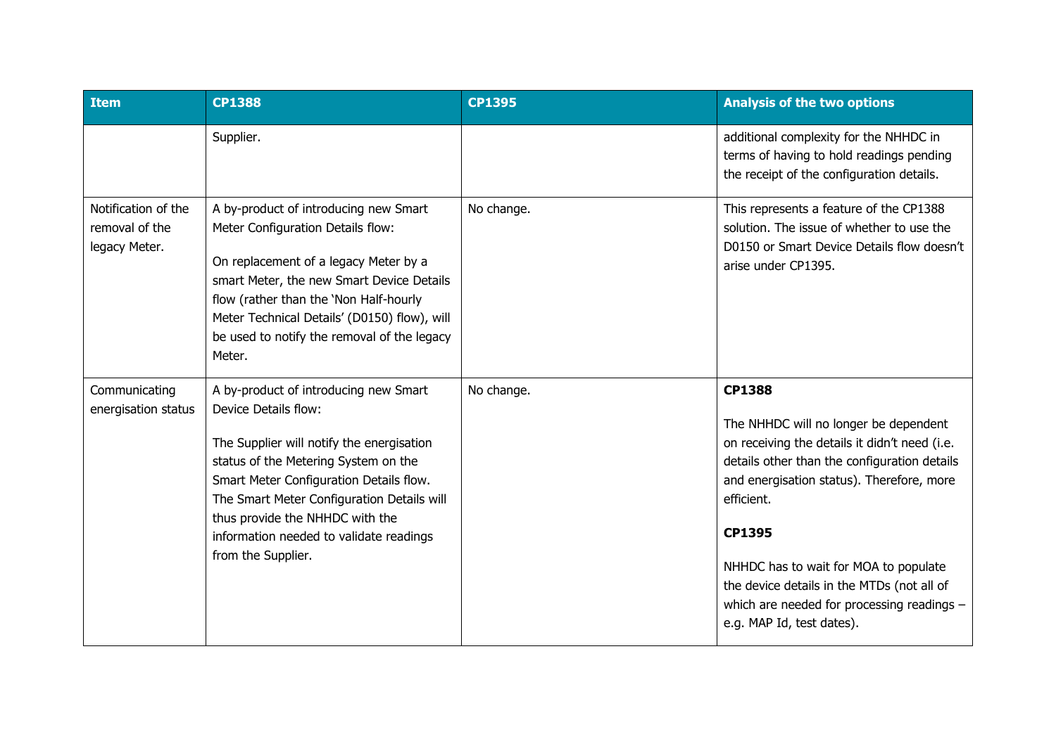| Item | CP1388 | CP1395 | Analysis of the two options |
|---|---|---|---|
| | Supplier. | | additional complexity for the NHHDC in terms of having to hold readings pending the receipt of the configuration details. |
| Notification of the removal of the legacy Meter. | A by-product of introducing new Smart Meter Configuration Details flow:<br><br>On replacement of a legacy Meter by a smart Meter, the new Smart Device Details flow (rather than the 'Non Half-hourly Meter Technical Details' (D0150) flow), will be used to notify the removal of the legacy Meter. | No change. | This represents a feature of the CP1388 solution. The issue of whether to use the D0150 or Smart Device Details flow doesn't arise under CP1395. |
| Communicating energisation status | A by-product of introducing new Smart Device Details flow:<br><br>The Supplier will notify the energisation status of the Metering System on the Smart Meter Configuration Details flow. The Smart Meter Configuration Details will thus provide the NHHDC with the information needed to validate readings from the Supplier. | No change. | **CP1388**<br><br>The NHHDC will no longer be dependent on receiving the details it didn't need (i.e. details other than the configuration details and energisation status). Therefore, more efficient.<br><br>**CP1395**<br><br>NHHDC has to wait for MOA to populate the device details in the MTDs (not all of which are needed for processing readings – e.g. MAP Id, test dates). |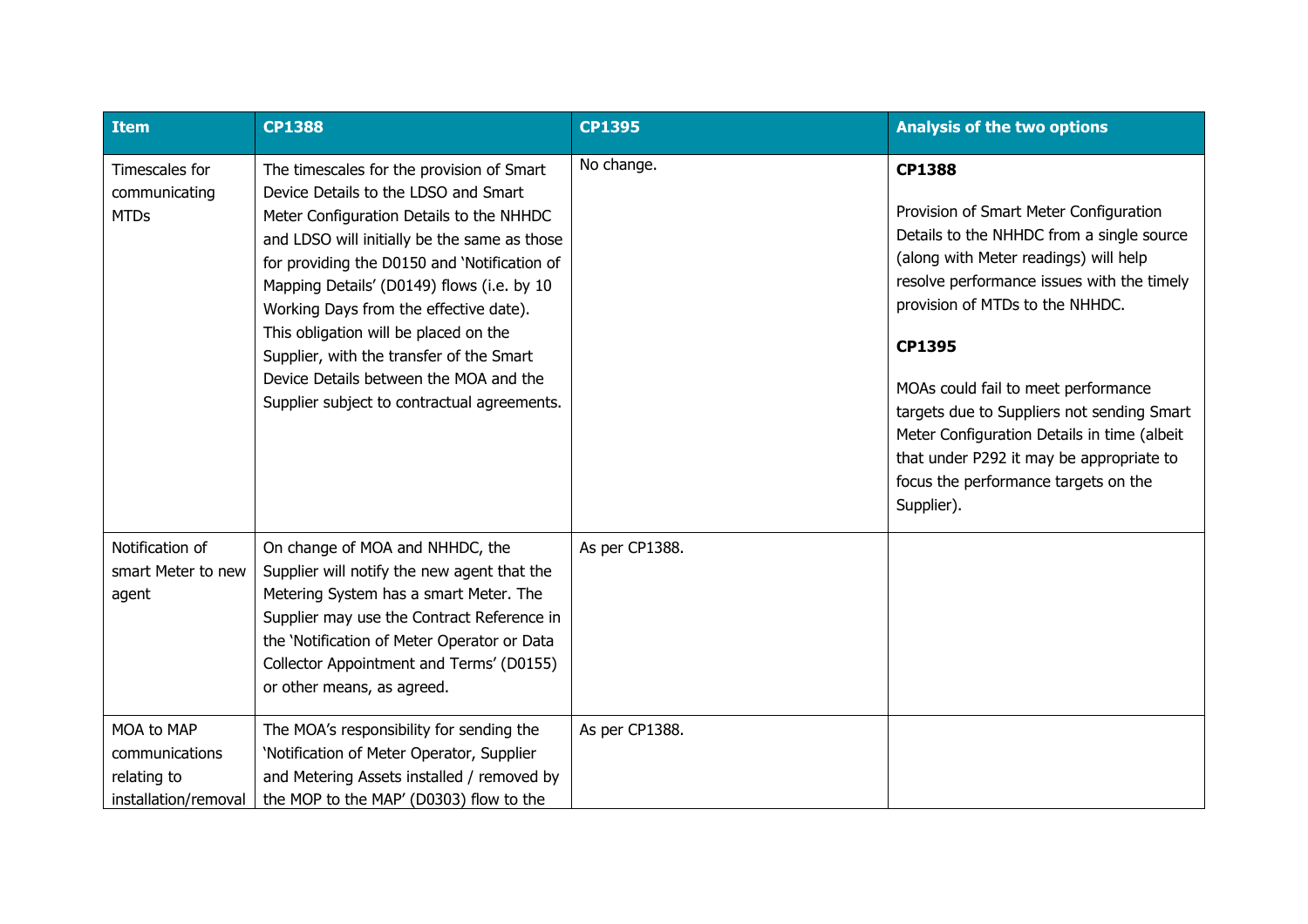| Item | CP1388 | CP1395 | Analysis of the two options |
|---|---|---|---|
| Timescales for communicating MTDs | The timescales for the provision of Smart Device Details to the LDSO and Smart Meter Configuration Details to the NHHDC and LDSO will initially be the same as those for providing the D0150 and 'Notification of Mapping Details' (D0149) flows (i.e. by 10 Working Days from the effective date). This obligation will be placed on the Supplier, with the transfer of the Smart Device Details between the MOA and the Supplier subject to contractual agreements. | No change. | **CP1388**<br><br>Provision of Smart Meter Configuration Details to the NHHDC from a single source (along with Meter readings) will help resolve performance issues with the timely provision of MTDs to the NHHDC.<br><br>**CP1395**<br><br>MOAs could fail to meet performance targets due to Suppliers not sending Smart Meter Configuration Details in time (albeit that under P292 it may be appropriate to focus the performance targets on the Supplier). |
| Notification of smart Meter to new agent | On change of MOA and NHHDC, the Supplier will notify the new agent that the Metering System has a smart Meter. The Supplier may use the Contract Reference in the 'Notification of Meter Operator or Data Collector Appointment and Terms' (D0155) or other means, as agreed. | As per CP1388. | |
| MOA to MAP communications relating to installation/removal | The MOA's responsibility for sending the 'Notification of Meter Operator, Supplier and Metering Assets installed / removed by the MOP to the MAP' (D0303) flow to the | As per CP1388. | |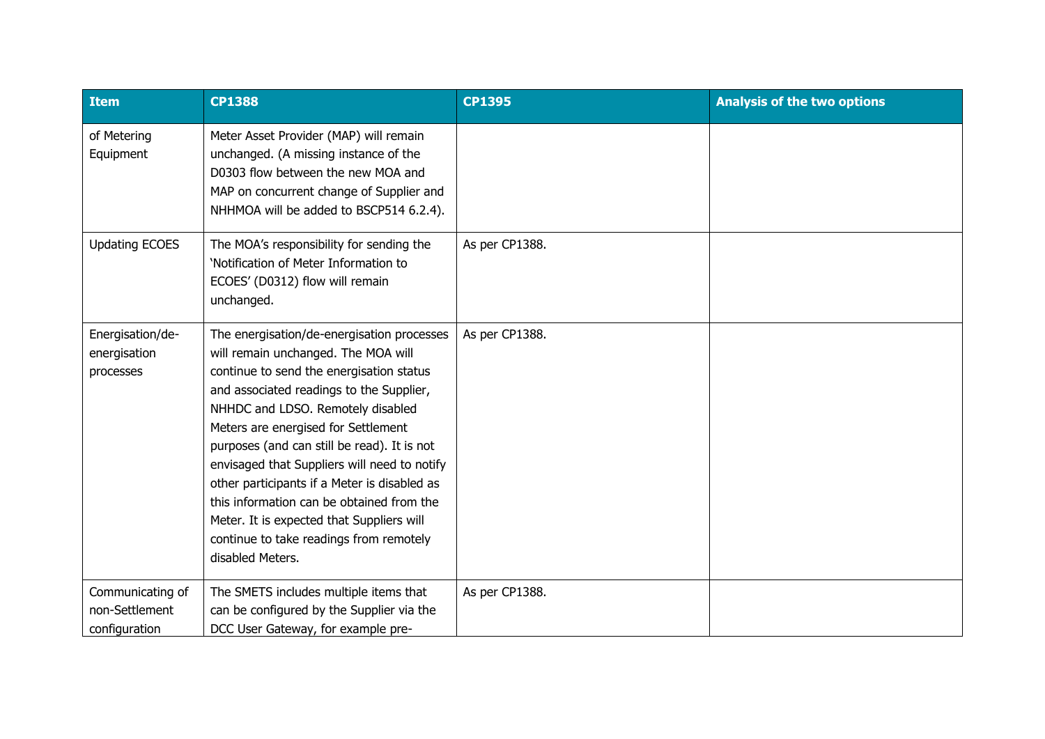| Item | CP1388 | CP1395 | Analysis of the two options |
|---|---|---|---|
| of Metering Equipment | Meter Asset Provider (MAP) will remain unchanged. (A missing instance of the D0303 flow between the new MOA and MAP on concurrent change of Supplier and NHHMOA will be added to BSCP514 6.2.4). | | |
| Updating ECOES | The MOA's responsibility for sending the 'Notification of Meter Information to ECOES' (D0312) flow will remain unchanged. | As per CP1388. | |
| Energisation/de-energisation processes | The energisation/de-energisation processes will remain unchanged. The MOA will continue to send the energisation status and associated readings to the Supplier, NHHDC and LDSO. Remotely disabled Meters are energised for Settlement purposes (and can still be read). It is not envisaged that Suppliers will need to notify other participants if a Meter is disabled as this information can be obtained from the Meter. It is expected that Suppliers will continue to take readings from remotely disabled Meters. | As per CP1388. | |
| Communicating of non-Settlement configuration | The SMETS includes multiple items that can be configured by the Supplier via the DCC User Gateway, for example pre- | As per CP1388. | |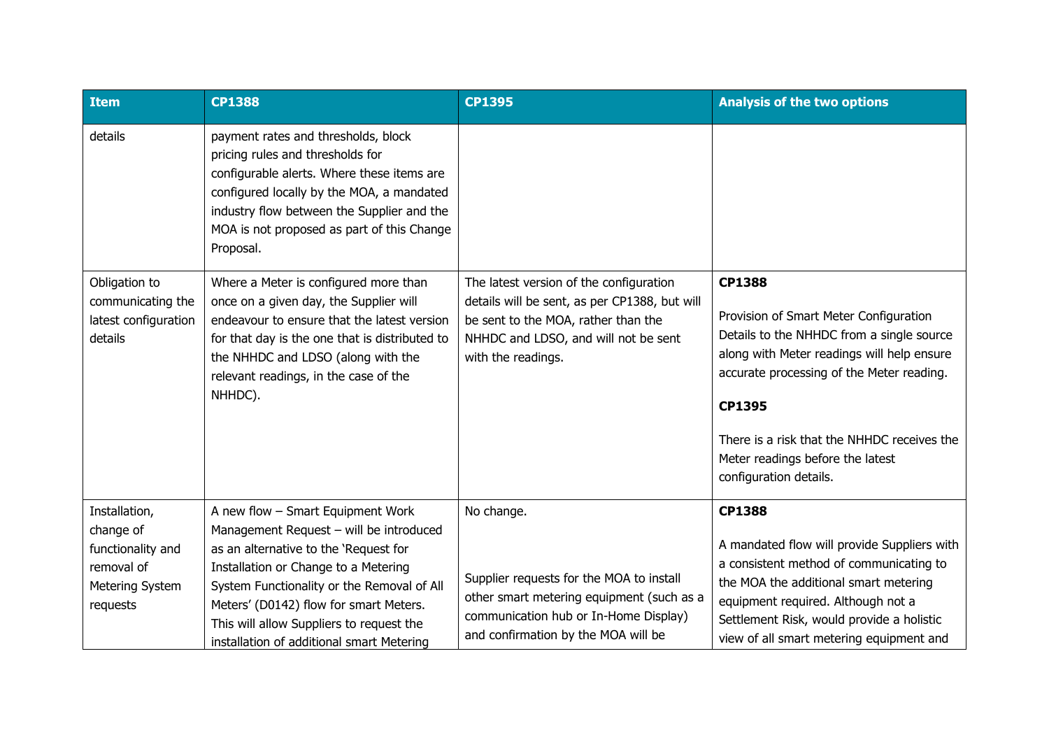| Item | CP1388 | CP1395 | Analysis of the two options |
|---|---|---|---|
| details | payment rates and thresholds, block pricing rules and thresholds for configurable alerts. Where these items are configured locally by the MOA, a mandated industry flow between the Supplier and the MOA is not proposed as part of this Change Proposal. | | |
| Obligation to communicating the latest configuration details | Where a Meter is configured more than once on a given day, the Supplier will endeavour to ensure that the latest version for that day is the one that is distributed to the NHHDC and LDSO (along with the relevant readings, in the case of the NHHDC). | The latest version of the configuration details will be sent, as per CP1388, but will be sent to the MOA, rather than the NHHDC and LDSO, and will not be sent with the readings. | **CP1388**<br><br>Provision of Smart Meter Configuration Details to the NHHDC from a single source along with Meter readings will help ensure accurate processing of the Meter reading.<br><br>**CP1395**<br><br>There is a risk that the NHHDC receives the Meter readings before the latest configuration details. |
| Installation, change of functionality and removal of Metering System requests | A new flow – Smart Equipment Work Management Request – will be introduced as an alternative to the 'Request for Installation or Change to a Metering System Functionality or the Removal of All Meters' (D0142) flow for smart Meters. This will allow Suppliers to request the installation of additional smart Metering | No change.<br><br>Supplier requests for the MOA to install other smart metering equipment (such as a communication hub or In-Home Display) and confirmation by the MOA will be | **CP1388**<br><br>A mandated flow will provide Suppliers with a consistent method of communicating to the MOA the additional smart metering equipment required. Although not a Settlement Risk, would provide a holistic view of all smart metering equipment and |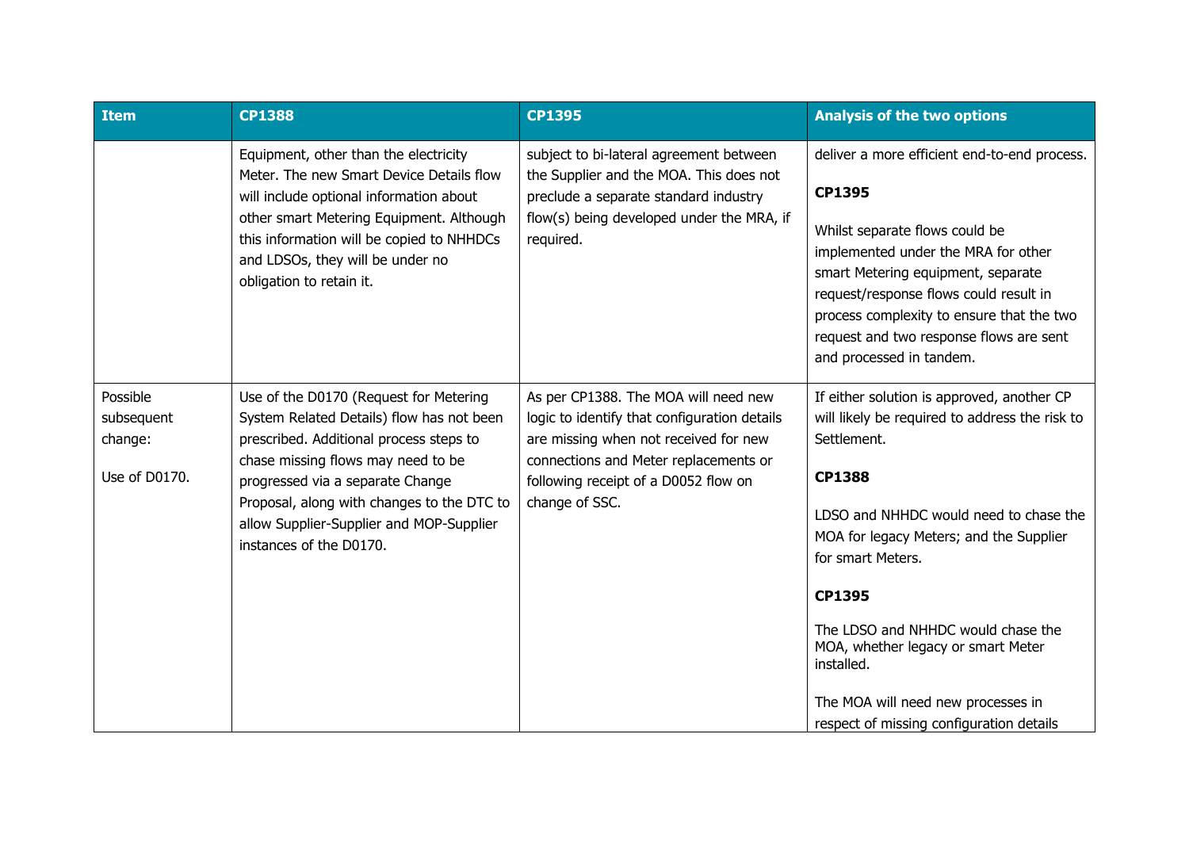| Item | CP1388 | CP1395 | Analysis of the two options |
|---|---|---|---|
| | Equipment, other than the electricity Meter. The new Smart Device Details flow will include optional information about other smart Metering Equipment. Although this information will be copied to NHHDCs and LDSOs, they will be under no obligation to retain it. | subject to bi-lateral agreement between the Supplier and the MOA. This does not preclude a separate standard industry flow(s) being developed under the MRA, if required. | deliver a more efficient end-to-end process.<br><br>**CP1395**<br><br>Whilst separate flows could be implemented under the MRA for other smart Metering equipment, separate request/response flows could result in process complexity to ensure that the two request and two response flows are sent and processed in tandem. |
| Possible subsequent change:<br><br>Use of D0170. | Use of the D0170 (Request for Metering System Related Details) flow has not been prescribed. Additional process steps to chase missing flows may need to be progressed via a separate Change Proposal, along with changes to the DTC to allow Supplier-Supplier and MOP-Supplier instances of the D0170. | As per CP1388. The MOA will need new logic to identify that configuration details are missing when not received for new connections and Meter replacements or following receipt of a D0052 flow on change of SSC. | If either solution is approved, another CP will likely be required to address the risk to Settlement.<br><br>**CP1388**<br><br>LDSO and NHHDC would need to chase the MOA for legacy Meters; and the Supplier for smart Meters.<br><br>**CP1395**<br><br>The LDSO and NHHDC would chase the MOA, whether legacy or smart Meter installed.<br><br>The MOA will need new processes in respect of missing configuration details |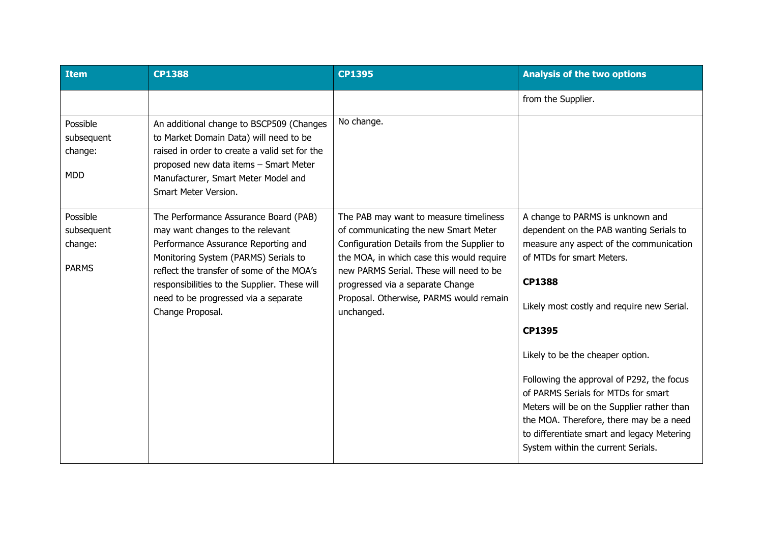| Item | CP1388 | CP1395 | Analysis of the two options |
|---|---|---|---|
| | | | from the Supplier. |
| Possible subsequent change:<br><br>MDD | An additional change to BSCP509 (Changes to Market Domain Data) will need to be raised in order to create a valid set for the proposed new data items – Smart Meter Manufacturer, Smart Meter Model and Smart Meter Version. | No change. | |
| Possible subsequent change:<br><br>PARMS | The Performance Assurance Board (PAB) may want changes to the relevant Performance Assurance Reporting and Monitoring System (PARMS) Serials to reflect the transfer of some of the MOA's responsibilities to the Supplier. These will need to be progressed via a separate Change Proposal. | The PAB may want to measure timeliness of communicating the new Smart Meter Configuration Details from the Supplier to the MOA, in which case this would require new PARMS Serial. These will need to be progressed via a separate Change Proposal. Otherwise, PARMS would remain unchanged. | A change to PARMS is unknown and dependent on the PAB wanting Serials to measure any aspect of the communication of MTDs for smart Meters.<br><br>**CP1388**<br><br>Likely most costly and require new Serial.<br><br>**CP1395**<br><br>Likely to be the cheaper option.<br><br>Following the approval of P292, the focus of PARMS Serials for MTDs for smart Meters will be on the Supplier rather than the MOA. Therefore, there may be a need to differentiate smart and legacy Metering System within the current Serials. |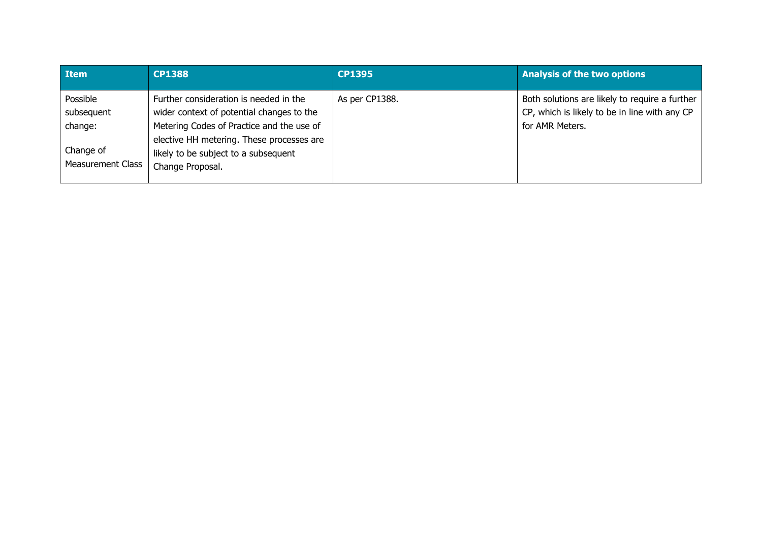| Item | CP1388 | CP1395 | Analysis of the two options |
| --- | --- | --- | --- |
| Possible subsequent change: Change of Measurement Class | Further consideration is needed in the wider context of potential changes to the Metering Codes of Practice and the use of elective HH metering. These processes are likely to be subject to a subsequent Change Proposal. | As per CP1388. | Both solutions are likely to require a further CP, which is likely to be in line with any CP for AMR Meters. |